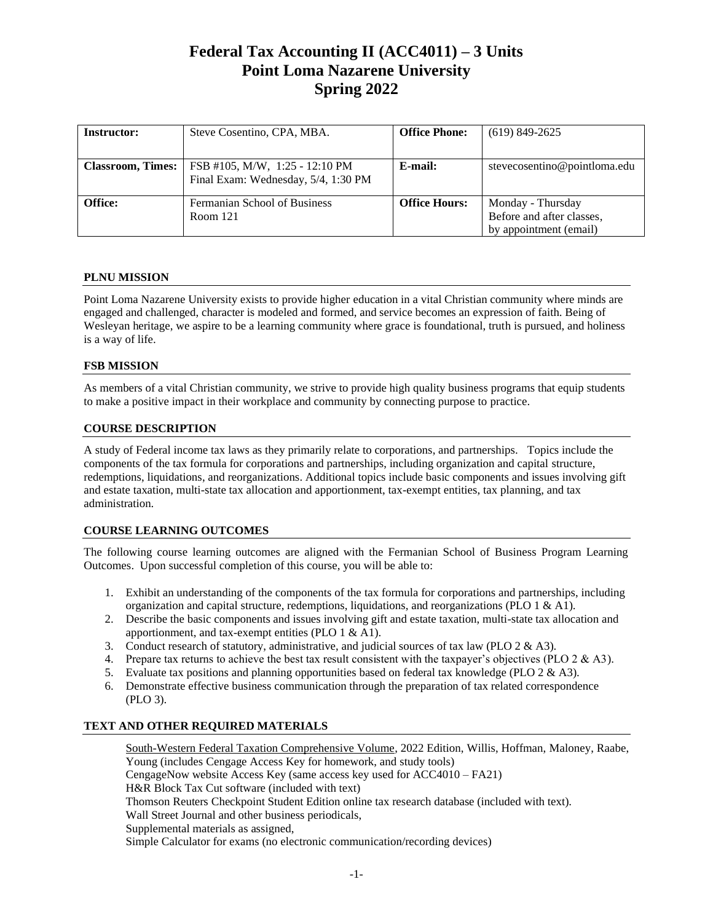# Federal Tax Accounting II (ACC4011) – 3 Units
# Point Loma Nazarene University
# Spring 2022

| **Instructor:** | Steve Cosentino, CPA, MBA. | **Office Phone:** | (619) 849-2625 |
|---|---|---|---|
| **Classroom, Times:** | FSB #105, M/W, 1:25 - 12:10 PM<br>Final Exam: Wednesday, 5/4, 1:30 PM | **E-mail:** | stevecosentino@pointloma.edu |
| **Office:** | Fermanian School of Business<br>Room 121 | **Office Hours:** | Monday - Thursday<br>Before and after classes,<br>by appointment (email) |

## PLNU MISSION

Point Loma Nazarene University exists to provide higher education in a vital Christian community where minds are engaged and challenged, character is modeled and formed, and service becomes an expression of faith. Being of Wesleyan heritage, we aspire to be a learning community where grace is foundational, truth is pursued, and holiness is a way of life.

## FSB MISSION

As members of a vital Christian community, we strive to provide high quality business programs that equip students to make a positive impact in their workplace and community by connecting purpose to practice.

## COURSE DESCRIPTION

A study of Federal income tax laws as they primarily relate to corporations, and partnerships. Topics include the components of the tax formula for corporations and partnerships, including organization and capital structure, redemptions, liquidations, and reorganizations. Additional topics include basic components and issues involving gift and estate taxation, multi-state tax allocation and apportionment, tax-exempt entities, tax planning, and tax administration.

## COURSE LEARNING OUTCOMES

The following course learning outcomes are aligned with the Fermanian School of Business Program Learning Outcomes. Upon successful completion of this course, you will be able to:

1. Exhibit an understanding of the components of the tax formula for corporations and partnerships, including organization and capital structure, redemptions, liquidations, and reorganizations (PLO 1 & A1).
2. Describe the basic components and issues involving gift and estate taxation, multi-state tax allocation and apportionment, and tax-exempt entities (PLO 1 & A1).
3. Conduct research of statutory, administrative, and judicial sources of tax law (PLO 2 & A3).
4. Prepare tax returns to achieve the best tax result consistent with the taxpayer's objectives (PLO 2 & A3).
5. Evaluate tax positions and planning opportunities based on federal tax knowledge (PLO 2 & A3).
6. Demonstrate effective business communication through the preparation of tax related correspondence (PLO 3).

## TEXT AND OTHER REQUIRED MATERIALS

South-Western Federal Taxation Comprehensive Volume, 2022 Edition, Willis, Hoffman, Maloney, Raabe, Young (includes Cengage Access Key for homework, and study tools)
CengageNow website Access Key (same access key used for ACC4010 – FA21)
H&R Block Tax Cut software (included with text)
Thomson Reuters Checkpoint Student Edition online tax research database (included with text).
Wall Street Journal and other business periodicals,
Supplemental materials as assigned,
Simple Calculator for exams (no electronic communication/recording devices)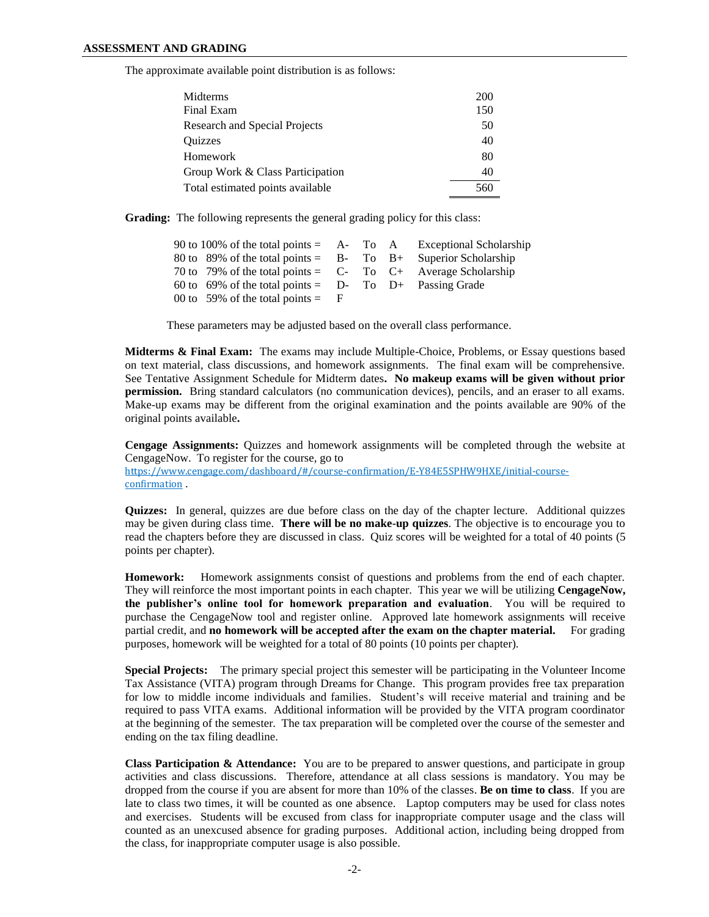## ASSESSMENT AND GRADING

The approximate available point distribution is as follows:

| | |
|---|---|
| Midterms | 200 |
| Final Exam | 150 |
| Research and Special Projects | 50 |
| Quizzes | 40 |
| Homework | 80 |
| Group Work & Class Participation | 40 |
| Total estimated points available | 560 |

**Grading:** The following represents the general grading policy for this class:

| | | | | |
|---|---|---|---|---|
| 90 to 100% of the total points = | A- | To | A | Exceptional Scholarship |
| 80 to 89% of the total points = | B- | To | B+ | Superior Scholarship |
| 70 to 79% of the total points = | C- | To | C+ | Average Scholarship |
| 60 to 69% of the total points = | D- | To | D+ | Passing Grade |
| 00 to 59% of the total points = | F | | | |

These parameters may be adjusted based on the overall class performance.

**Midterms & Final Exam:** The exams may include Multiple-Choice, Problems, or Essay questions based on text material, class discussions, and homework assignments. The final exam will be comprehensive. See Tentative Assignment Schedule for Midterm dates**. No makeup exams will be given without prior permission.** Bring standard calculators (no communication devices), pencils, and an eraser to all exams. Make-up exams may be different from the original examination and the points available are 90% of the original points available**.**

**Cengage Assignments:** Quizzes and homework assignments will be completed through the website at CengageNow. To register for the course, go to https://www.cengage.com/dashboard/#/course-confirmation/E-Y84E5SPHW9HXE/initial-course-confirmation .

**Quizzes:** In general, quizzes are due before class on the day of the chapter lecture. Additional quizzes may be given during class time. **There will be no make-up quizzes**. The objective is to encourage you to read the chapters before they are discussed in class. Quiz scores will be weighted for a total of 40 points (5 points per chapter).

**Homework:** Homework assignments consist of questions and problems from the end of each chapter. They will reinforce the most important points in each chapter. This year we will be utilizing **CengageNow, the publisher's online tool for homework preparation and evaluation**. You will be required to purchase the CengageNow tool and register online. Approved late homework assignments will receive partial credit, and **no homework will be accepted after the exam on the chapter material.** For grading purposes, homework will be weighted for a total of 80 points (10 points per chapter).

**Special Projects:** The primary special project this semester will be participating in the Volunteer Income Tax Assistance (VITA) program through Dreams for Change. This program provides free tax preparation for low to middle income individuals and families. Student's will receive material and training and be required to pass VITA exams. Additional information will be provided by the VITA program coordinator at the beginning of the semester. The tax preparation will be completed over the course of the semester and ending on the tax filing deadline.

**Class Participation & Attendance:** You are to be prepared to answer questions, and participate in group activities and class discussions. Therefore, attendance at all class sessions is mandatory. You may be dropped from the course if you are absent for more than 10% of the classes. **Be on time to class**. If you are late to class two times, it will be counted as one absence. Laptop computers may be used for class notes and exercises. Students will be excused from class for inappropriate computer usage and the class will counted as an unexcused absence for grading purposes. Additional action, including being dropped from the class, for inappropriate computer usage is also possible.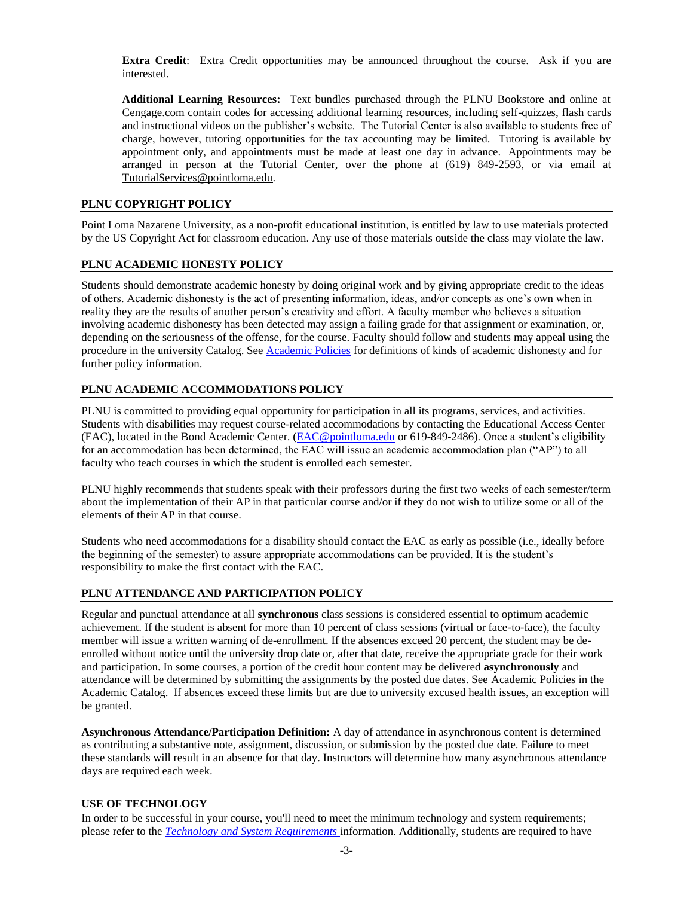**Extra Credit**: Extra Credit opportunities may be announced throughout the course. Ask if you are interested.

**Additional Learning Resources:** Text bundles purchased through the PLNU Bookstore and online at Cengage.com contain codes for accessing additional learning resources, including self-quizzes, flash cards and instructional videos on the publisher's website. The Tutorial Center is also available to students free of charge, however, tutoring opportunities for the tax accounting may be limited. Tutoring is available by appointment only, and appointments must be made at least one day in advance. Appointments may be arranged in person at the Tutorial Center, over the phone at (619) 849-2593, or via email at TutorialServices@pointloma.edu.

## PLNU COPYRIGHT POLICY

Point Loma Nazarene University, as a non-profit educational institution, is entitled by law to use materials protected by the US Copyright Act for classroom education. Any use of those materials outside the class may violate the law.

## PLNU ACADEMIC HONESTY POLICY

Students should demonstrate academic honesty by doing original work and by giving appropriate credit to the ideas of others. Academic dishonesty is the act of presenting information, ideas, and/or concepts as one's own when in reality they are the results of another person's creativity and effort. A faculty member who believes a situation involving academic dishonesty has been detected may assign a failing grade for that assignment or examination, or, depending on the seriousness of the offense, for the course. Faculty should follow and students may appeal using the procedure in the university Catalog. See Academic Policies for definitions of kinds of academic dishonesty and for further policy information.

## PLNU ACADEMIC ACCOMMODATIONS POLICY

PLNU is committed to providing equal opportunity for participation in all its programs, services, and activities. Students with disabilities may request course-related accommodations by contacting the Educational Access Center (EAC), located in the Bond Academic Center. (EAC@pointloma.edu or 619-849-2486). Once a student's eligibility for an accommodation has been determined, the EAC will issue an academic accommodation plan ("AP") to all faculty who teach courses in which the student is enrolled each semester.

PLNU highly recommends that students speak with their professors during the first two weeks of each semester/term about the implementation of their AP in that particular course and/or if they do not wish to utilize some or all of the elements of their AP in that course.

Students who need accommodations for a disability should contact the EAC as early as possible (i.e., ideally before the beginning of the semester) to assure appropriate accommodations can be provided. It is the student's responsibility to make the first contact with the EAC.

## PLNU ATTENDANCE AND PARTICIPATION POLICY

Regular and punctual attendance at all **synchronous** class sessions is considered essential to optimum academic achievement. If the student is absent for more than 10 percent of class sessions (virtual or face-to-face), the faculty member will issue a written warning of de-enrollment. If the absences exceed 20 percent, the student may be de-enrolled without notice until the university drop date or, after that date, receive the appropriate grade for their work and participation. In some courses, a portion of the credit hour content may be delivered **asynchronously** and attendance will be determined by submitting the assignments by the posted due dates. See Academic Policies in the Academic Catalog. If absences exceed these limits but are due to university excused health issues, an exception will be granted.

**Asynchronous Attendance/Participation Definition:** A day of attendance in asynchronous content is determined as contributing a substantive note, assignment, discussion, or submission by the posted due date. Failure to meet these standards will result in an absence for that day. Instructors will determine how many asynchronous attendance days are required each week.

## USE OF TECHNOLOGY

In order to be successful in your course, you'll need to meet the minimum technology and system requirements; please refer to the *Technology and System Requirements* information. Additionally, students are required to have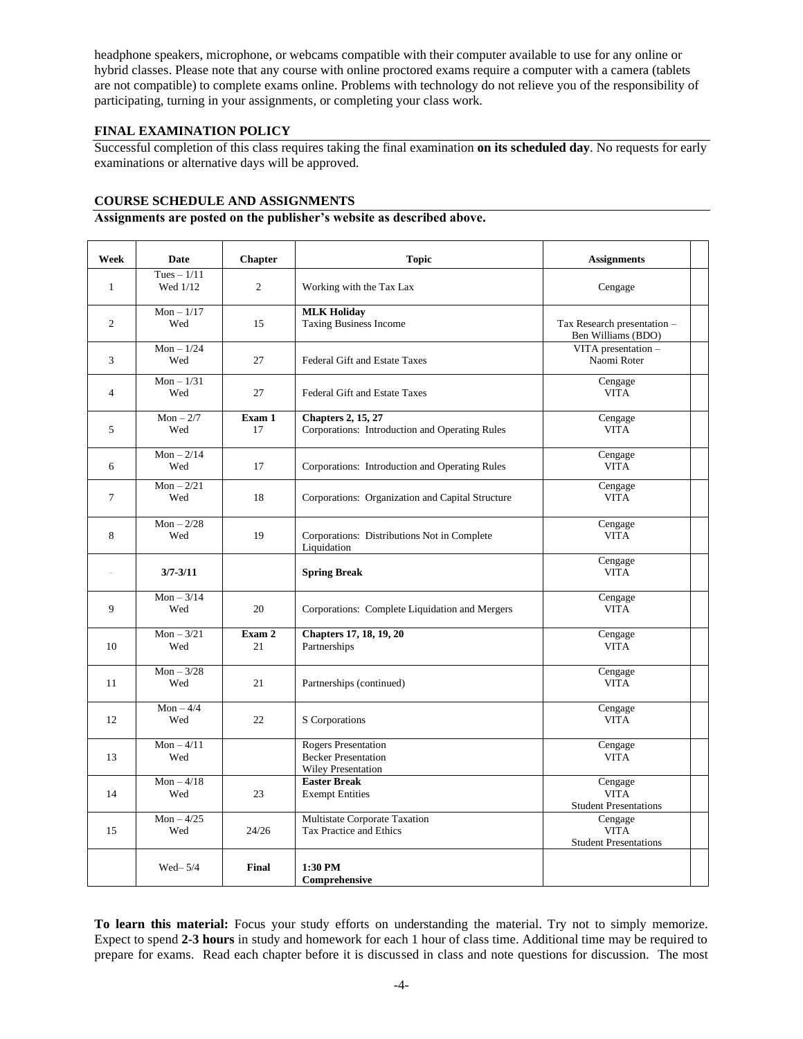headphone speakers, microphone, or webcams compatible with their computer available to use for any online or hybrid classes. Please note that any course with online proctored exams require a computer with a camera (tablets are not compatible) to complete exams online. Problems with technology do not relieve you of the responsibility of participating, turning in your assignments, or completing your class work.

### FINAL EXAMINATION POLICY

Successful completion of this class requires taking the final examination **on its scheduled day**. No requests for early examinations or alternative days will be approved.

### COURSE SCHEDULE AND ASSIGNMENTS

**Assignments are posted on the publisher's website as described above.**

| Week | Date | Chapter | Topic | Assignments | |
|---|---|---|---|---|---|
| 1 | Tues – 1/11<br>Wed 1/12 | 2 | Working with the Tax Lax | Cengage | |
| 2 | Mon – 1/17<br>Wed | 15 | **MLK Holiday**<br>Taxing Business Income | Tax Research presentation – Ben Williams (BDO) | |
| 3 | Mon – 1/24<br>Wed | 27 | Federal Gift and Estate Taxes | VITA presentation – Naomi Roter | |
| 4 | Mon – 1/31<br>Wed | 27 | Federal Gift and Estate Taxes | Cengage<br>VITA | |
| 5 | Mon – 2/7<br>Wed | **Exam 1**<br>17 | **Chapters 2, 15, 27**<br>Corporations: Introduction and Operating Rules | Cengage<br>VITA | |
| 6 | Mon – 2/14<br>Wed | 17 | Corporations: Introduction and Operating Rules | Cengage<br>VITA | |
| 7 | Mon – 2/21<br>Wed | 18 | Corporations: Organization and Capital Structure | Cengage<br>VITA | |
| 8 | Mon – 2/28<br>Wed | 19 | Corporations: Distributions Not in Complete Liquidation | Cengage<br>VITA | |
| - | **3/7-3/11** | | **Spring Break** | Cengage<br>VITA | |
| 9 | Mon – 3/14<br>Wed | 20 | Corporations: Complete Liquidation and Mergers | Cengage<br>VITA | |
| 10 | Mon – 3/21<br>Wed | **Exam 2**<br>21 | **Chapters 17, 18, 19, 20**<br>Partnerships | Cengage<br>VITA | |
| 11 | Mon – 3/28<br>Wed | 21 | Partnerships (continued) | Cengage<br>VITA | |
| 12 | Mon – 4/4<br>Wed | 22 | S Corporations | Cengage<br>VITA | |
| 13 | Mon – 4/11<br>Wed | | Rogers Presentation<br>Becker Presentation<br>Wiley Presentation | Cengage<br>VITA | |
| 14 | Mon – 4/18<br>Wed | 23 | **Easter Break**<br>Exempt Entities | Cengage<br>VITA<br>Student Presentations | |
| 15 | Mon – 4/25<br>Wed | 24/26 | Multistate Corporate Taxation<br>Tax Practice and Ethics | Cengage<br>VITA<br>Student Presentations | |
| | Wed– 5/4 | **Final** | **1:30 PM**<br>**Comprehensive** | | |

**To learn this material:** Focus your study efforts on understanding the material. Try not to simply memorize. Expect to spend **2-3 hours** in study and homework for each 1 hour of class time. Additional time may be required to prepare for exams. Read each chapter before it is discussed in class and note questions for discussion. The most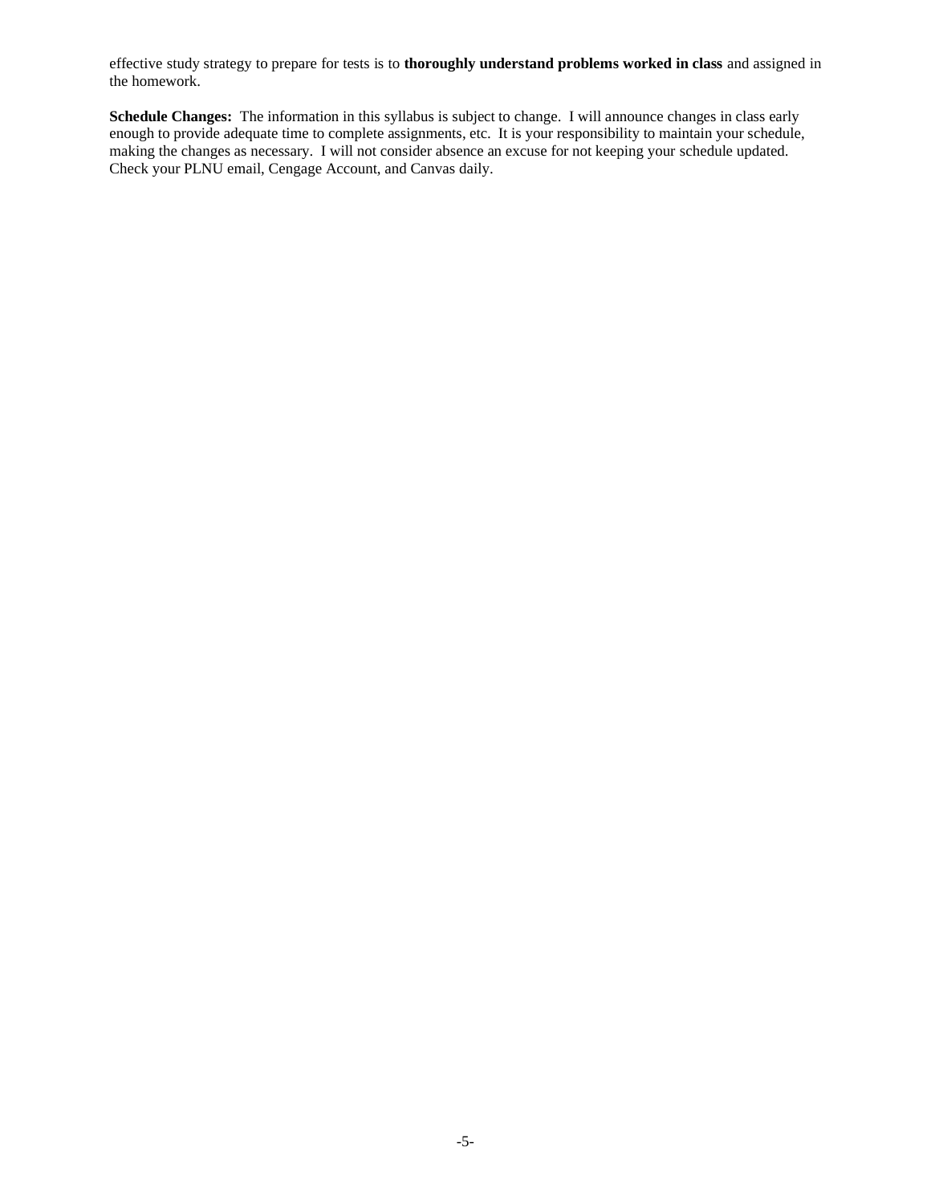effective study strategy to prepare for tests is to **thoroughly understand problems worked in class** and assigned in the homework.

**Schedule Changes:** The information in this syllabus is subject to change. I will announce changes in class early enough to provide adequate time to complete assignments, etc. It is your responsibility to maintain your schedule, making the changes as necessary. I will not consider absence an excuse for not keeping your schedule updated. Check your PLNU email, Cengage Account, and Canvas daily.